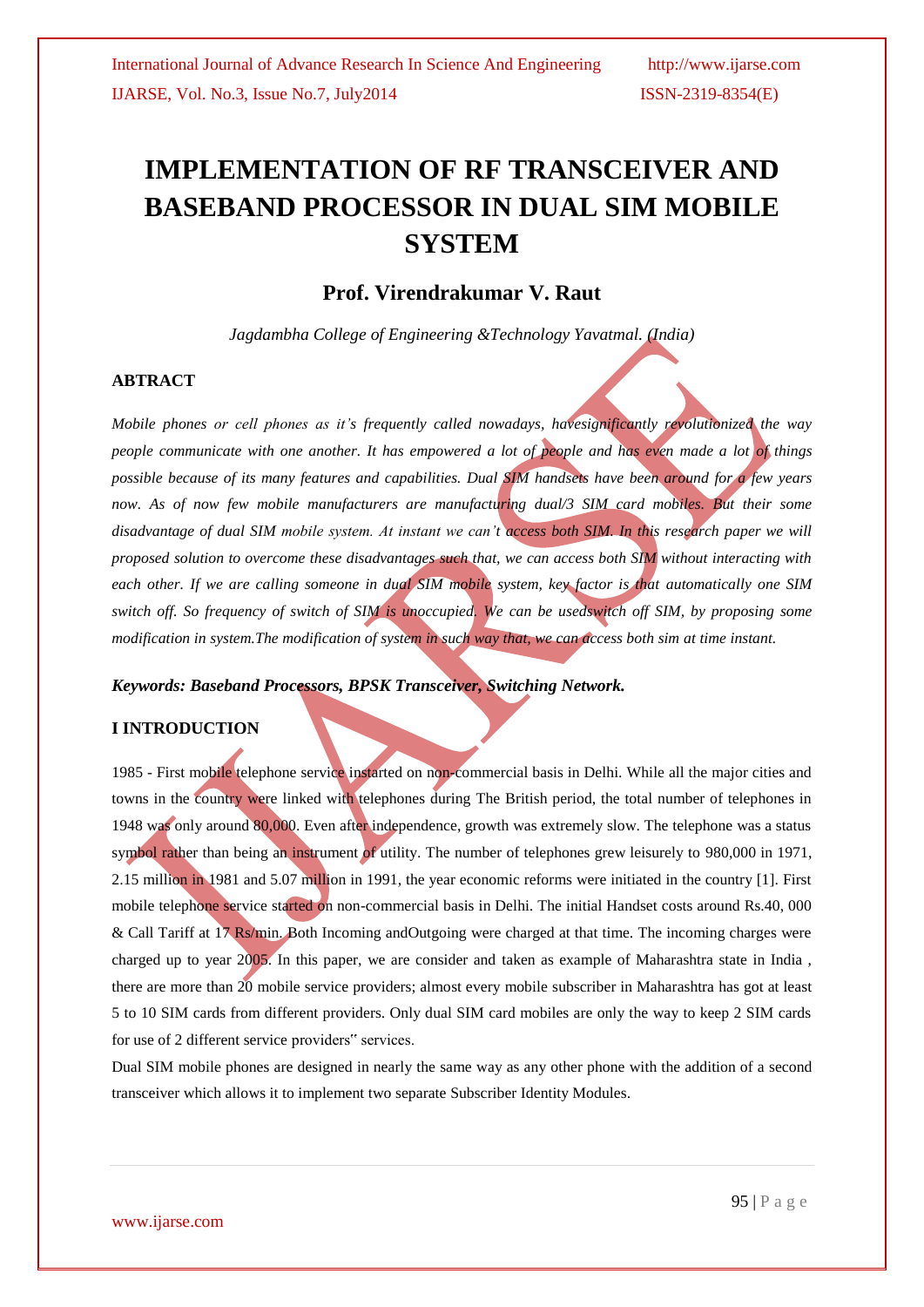# IMPLEMENTATION OF RF TRANSCEIVER AND BASEBAND PROCESSOR IN DUAL SIM MOBILE SYSTEM

## Prof. Virendrakumar V. Raut

*Jagdambha College of Engineering &Technology Yavatmal. (India)*

### ABTRACT

*Mobile phones or cell phones as it's frequently called nowadays, havesignificantly revolutionized the way people communicate with one another. It has empowered a lot of people and has even made a lot of things possible because of its many features and capabilities. Dual SIM handsets have been around for a few years now. As of now few mobile manufacturers are manufacturing dual/3 SIM card mobiles. But their some disadvantage of dual SIM mobile system. At instant we can't access both SIM. In this research paper we will proposed solution to overcome these disadvantages such that, we can access both SIM without interacting with each other. If we are calling someone in dual SIM mobile system, key factor is that automatically one SIM switch off. So frequency of switch of SIM is unoccupied. We can be usedswitch off SIM, by proposing some modification in system.The modification of system in such way that, we can access both sim at time instant.*

***Keywords: Baseband Processors, BPSK Transceiver, Switching Network.***

### I INTRODUCTION

1985 - First mobile telephone service instarted on non-commercial basis in Delhi. While all the major cities and towns in the country were linked with telephones during The British period, the total number of telephones in 1948 was only around 80,000. Even after independence, growth was extremely slow. The telephone was a status symbol rather than being an instrument of utility. The number of telephones grew leisurely to 980,000 in 1971, 2.15 million in 1981 and 5.07 million in 1991, the year economic reforms were initiated in the country [1]. First mobile telephone service started on non-commercial basis in Delhi. The initial Handset costs around Rs.40, 000 & Call Tariff at 17 Rs/min. Both Incoming andOutgoing were charged at that time. The incoming charges were charged up to year 2005. In this paper, we are consider and taken as example of Maharashtra state in India , there are more than 20 mobile service providers; almost every mobile subscriber in Maharashtra has got at least 5 to 10 SIM cards from different providers. Only dual SIM card mobiles are only the way to keep 2 SIM cards for use of 2 different service providers" services.

Dual SIM mobile phones are designed in nearly the same way as any other phone with the addition of a second transceiver which allows it to implement two separate Subscriber Identity Modules.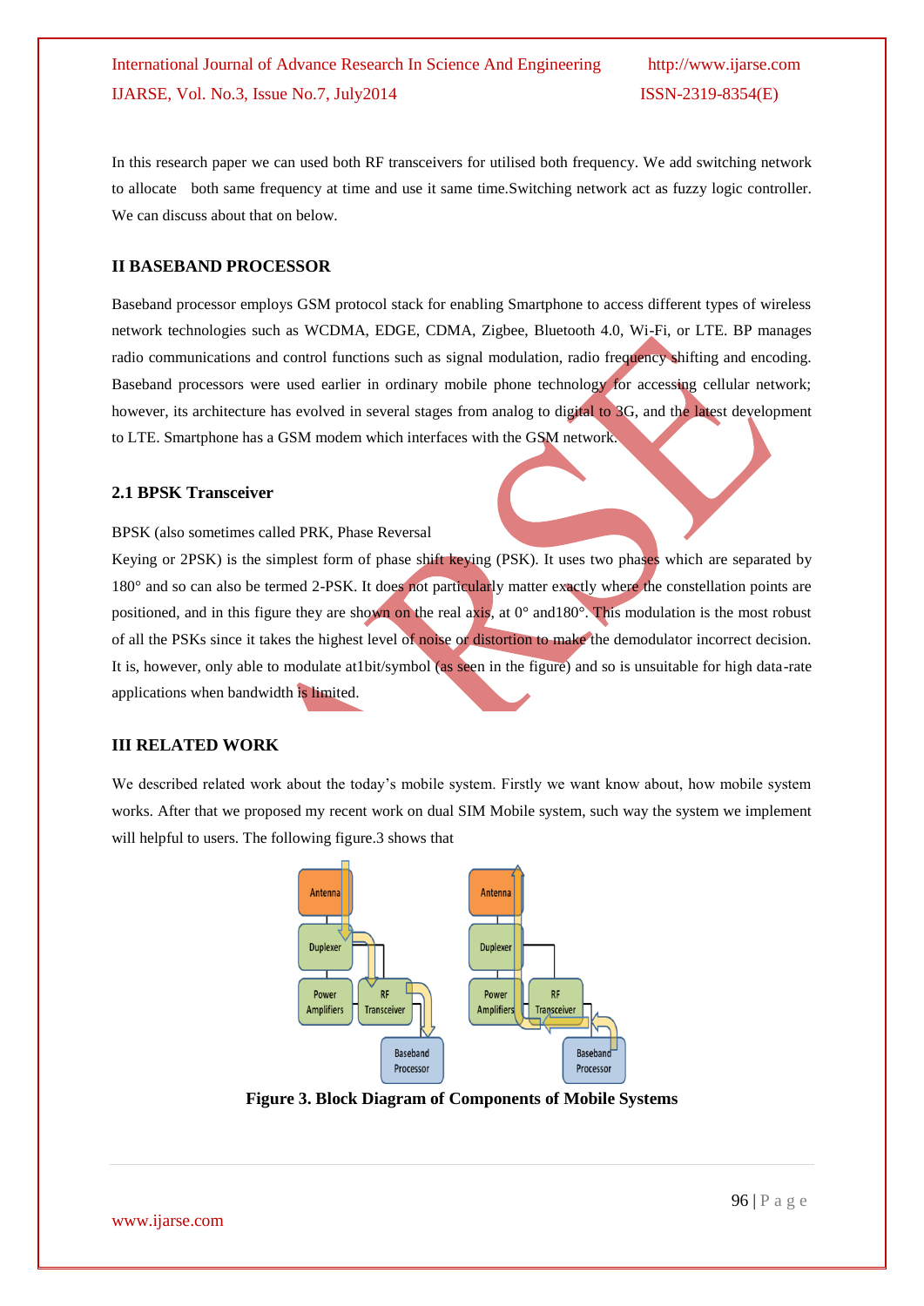In this research paper we can used both RF transceivers for utilised both frequency. We add switching network to allocate both same frequency at time and use it same time.Switching network act as fuzzy logic controller. We can discuss about that on below.

## II BASEBAND PROCESSOR

Baseband processor employs GSM protocol stack for enabling Smartphone to access different types of wireless network technologies such as WCDMA, EDGE, CDMA, Zigbee, Bluetooth 4.0, Wi-Fi, or LTE. BP manages radio communications and control functions such as signal modulation, radio frequency shifting and encoding. Baseband processors were used earlier in ordinary mobile phone technology for accessing cellular network; however, its architecture has evolved in several stages from analog to digital to 3G, and the latest development to LTE. Smartphone has a GSM modem which interfaces with the GSM network.

### 2.1 BPSK Transceiver

BPSK (also sometimes called PRK, Phase Reversal

Keying or 2PSK) is the simplest form of phase shift keying (PSK). It uses two phases which are separated by 180° and so can also be termed 2-PSK. It does not particularly matter exactly where the constellation points are positioned, and in this figure they are shown on the real axis, at 0° and180°. This modulation is the most robust of all the PSKs since it takes the highest level of noise or distortion to make the demodulator incorrect decision. It is, however, only able to modulate at1bit/symbol (as seen in the figure) and so is unsuitable for high data-rate applications when bandwidth is limited.

## III RELATED WORK

We described related work about the today's mobile system. Firstly we want know about, how mobile system works. After that we proposed my recent work on dual SIM Mobile system, such way the system we implement will helpful to users. The following figure.3 shows that

**Figure 3. Block Diagram of Components of Mobile Systems**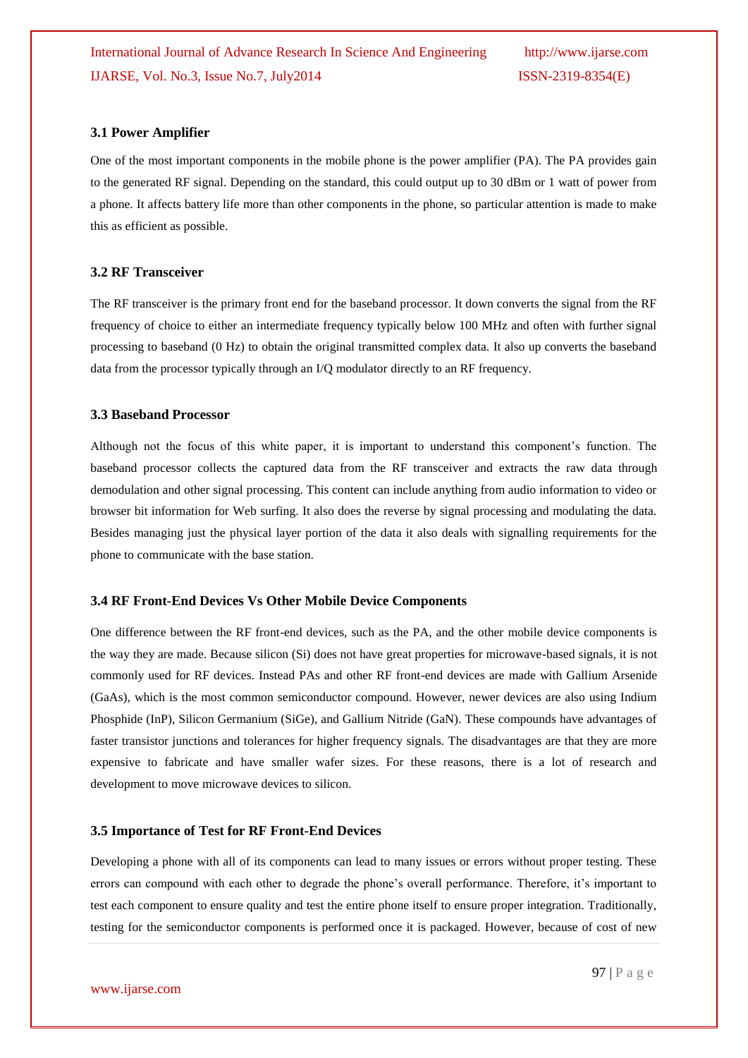### 3.1 Power Amplifier

One of the most important components in the mobile phone is the power amplifier (PA). The PA provides gain to the generated RF signal. Depending on the standard, this could output up to 30 dBm or 1 watt of power from a phone. It affects battery life more than other components in the phone, so particular attention is made to make this as efficient as possible.

### 3.2 RF Transceiver

The RF transceiver is the primary front end for the baseband processor. It down converts the signal from the RF frequency of choice to either an intermediate frequency typically below 100 MHz and often with further signal processing to baseband (0 Hz) to obtain the original transmitted complex data. It also up converts the baseband data from the processor typically through an I/Q modulator directly to an RF frequency.

### 3.3 Baseband Processor

Although not the focus of this white paper, it is important to understand this component's function. The baseband processor collects the captured data from the RF transceiver and extracts the raw data through demodulation and other signal processing. This content can include anything from audio information to video or browser bit information for Web surfing. It also does the reverse by signal processing and modulating the data. Besides managing just the physical layer portion of the data it also deals with signalling requirements for the phone to communicate with the base station.

### 3.4 RF Front-End Devices Vs Other Mobile Device Components

One difference between the RF front-end devices, such as the PA, and the other mobile device components is the way they are made. Because silicon (Si) does not have great properties for microwave-based signals, it is not commonly used for RF devices. Instead PAs and other RF front-end devices are made with Gallium Arsenide (GaAs), which is the most common semiconductor compound. However, newer devices are also using Indium Phosphide (InP), Silicon Germanium (SiGe), and Gallium Nitride (GaN). These compounds have advantages of faster transistor junctions and tolerances for higher frequency signals. The disadvantages are that they are more expensive to fabricate and have smaller wafer sizes. For these reasons, there is a lot of research and development to move microwave devices to silicon.

### 3.5 Importance of Test for RF Front-End Devices

Developing a phone with all of its components can lead to many issues or errors without proper testing. These errors can compound with each other to degrade the phone's overall performance. Therefore, it's important to test each component to ensure quality and test the entire phone itself to ensure proper integration. Traditionally, testing for the semiconductor components is performed once it is packaged. However, because of cost of new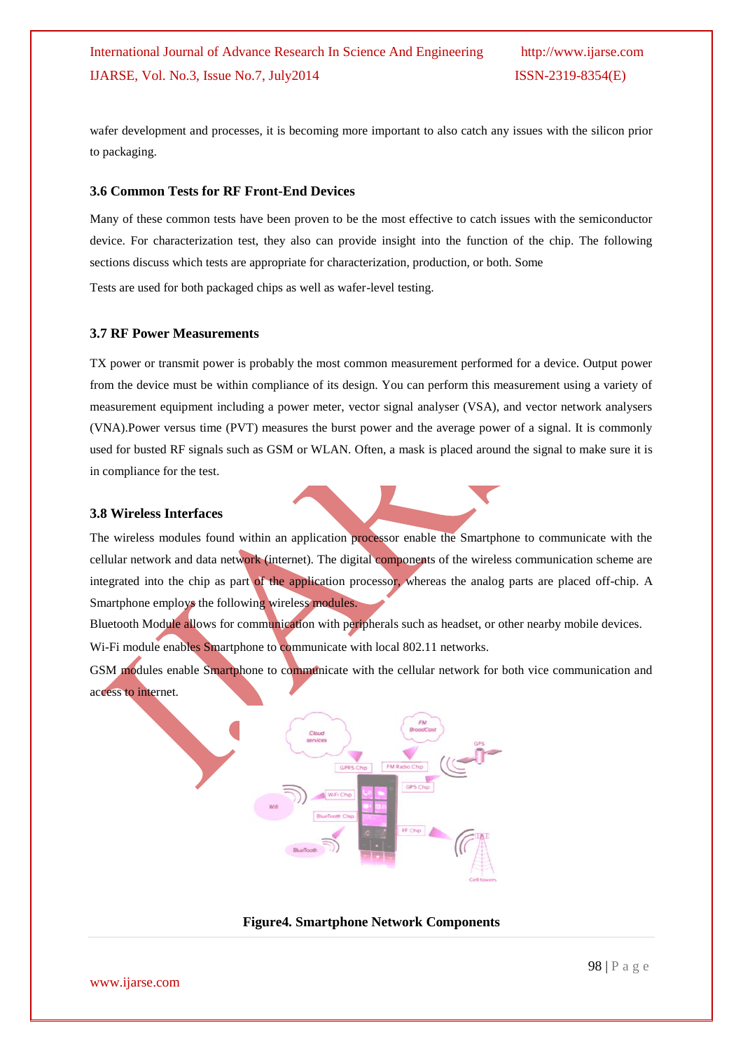wafer development and processes, it is becoming more important to also catch any issues with the silicon prior to packaging.

### 3.6 Common Tests for RF Front-End Devices

Many of these common tests have been proven to be the most effective to catch issues with the semiconductor device. For characterization test, they also can provide insight into the function of the chip. The following sections discuss which tests are appropriate for characterization, production, or both. Some

Tests are used for both packaged chips as well as wafer-level testing.

### 3.7 RF Power Measurements

TX power or transmit power is probably the most common measurement performed for a device. Output power from the device must be within compliance of its design. You can perform this measurement using a variety of measurement equipment including a power meter, vector signal analyser (VSA), and vector network analysers (VNA).Power versus time (PVT) measures the burst power and the average power of a signal. It is commonly used for busted RF signals such as GSM or WLAN. Often, a mask is placed around the signal to make sure it is in compliance for the test.

### 3.8 Wireless Interfaces

The wireless modules found within an application processor enable the Smartphone to communicate with the cellular network and data network (internet). The digital components of the wireless communication scheme are integrated into the chip as part of the application processor, whereas the analog parts are placed off-chip. A Smartphone employs the following wireless modules.

Bluetooth Module allows for communication with peripherals such as headset, or other nearby mobile devices.

Wi-Fi module enables Smartphone to communicate with local 802.11 networks.

GSM modules enable Smartphone to communicate with the cellular network for both vice communication and access to internet.

**Figure4. Smartphone Network Components**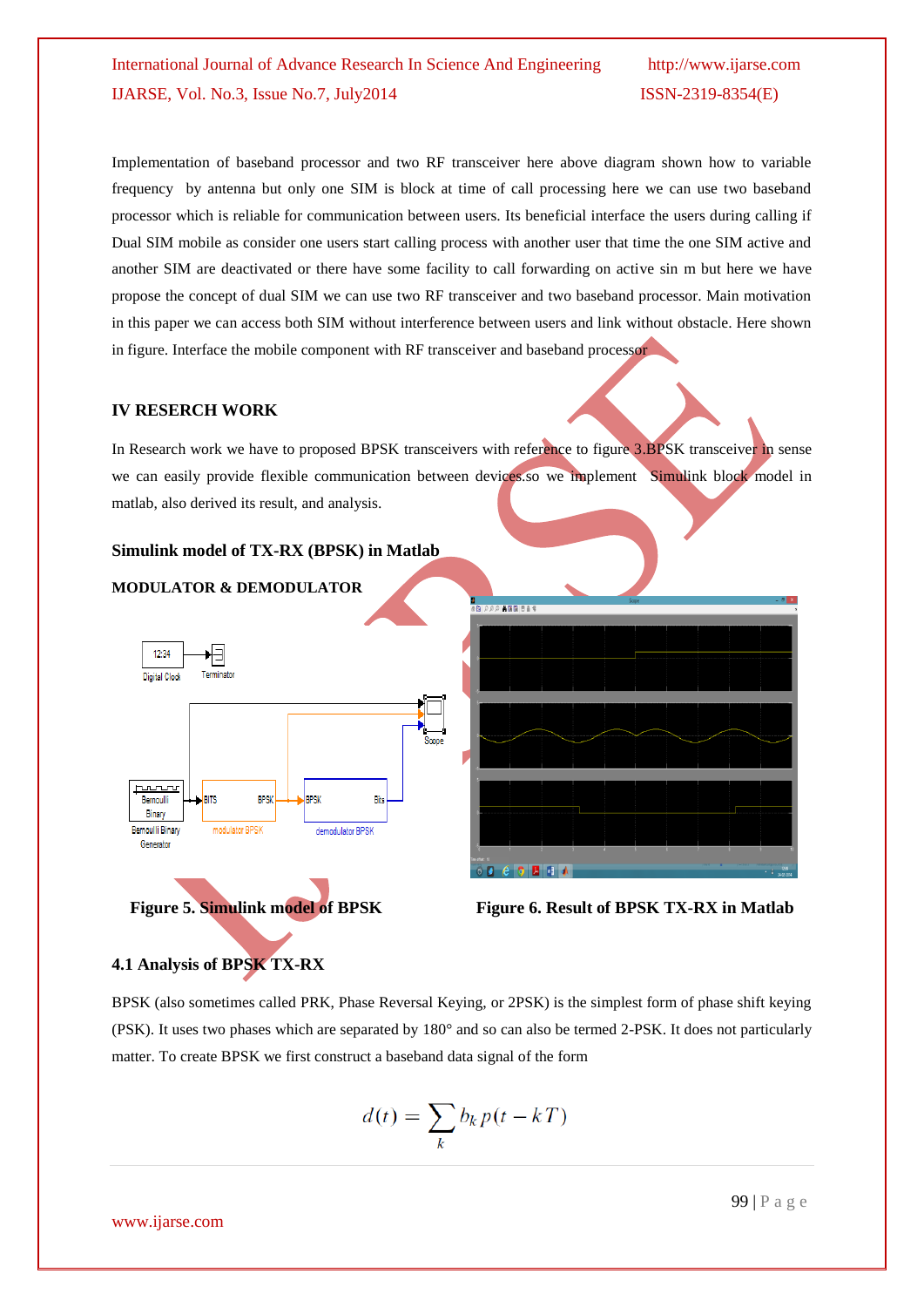Implementation of baseband processor and two RF transceiver here above diagram shown how to variable frequency by antenna but only one SIM is block at time of call processing here we can use two baseband processor which is reliable for communication between users. Its beneficial interface the users during calling if Dual SIM mobile as consider one users start calling process with another user that time the one SIM active and another SIM are deactivated or there have some facility to call forwarding on active sin m but here we have propose the concept of dual SIM we can use two RF transceiver and two baseband processor. Main motivation in this paper we can access both SIM without interference between users and link without obstacle. Here shown in figure. Interface the mobile component with RF transceiver and baseband processor

## IV RESERCH WORK

In Research work we have to proposed BPSK transceivers with reference to figure 3.BPSK transceiver in sense we can easily provide flexible communication between devices.so we implement Simulink block model in matlab, also derived its result, and analysis.

### Simulink model of TX-RX (BPSK) in Matlab

**MODULATOR & DEMODULATOR**

Figure 5. Simulink model of BPSK

Figure 6. Result of BPSK TX-RX in Matlab

### 4.1 Analysis of BPSK TX-RX

BPSK (also sometimes called PRK, Phase Reversal Keying, or 2PSK) is the simplest form of phase shift keying (PSK). It uses two phases which are separated by 180° and so can also be termed 2-PSK. It does not particularly matter. To create BPSK we first construct a baseband data signal of the form

$$d(t) = \sum_k b_k p(t - kT)$$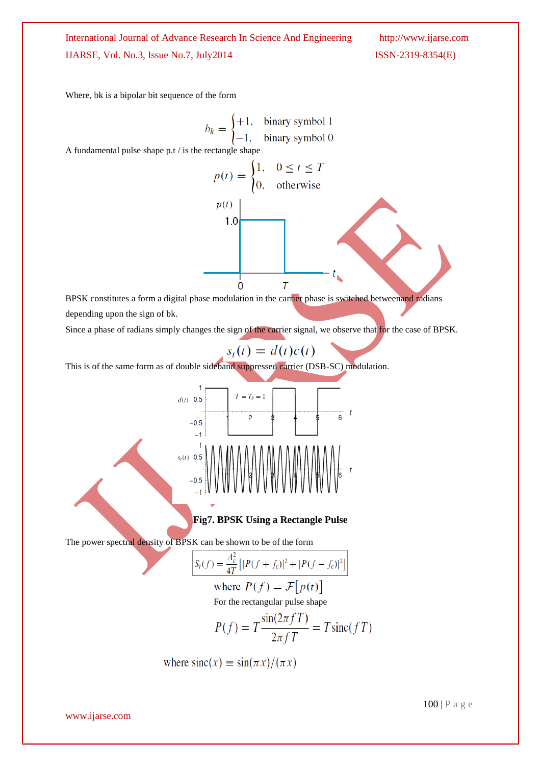Where, bk is a bipolar bit sequence of the form

$$b_k = \begin{cases} +1, & \text{binary symbol 1} \\ -1, & \text{binary symbol 0} \end{cases}$$

A fundamental pulse shape p.t / is the rectangle shape

$$p(t) = \begin{cases} 1, & 0 \le t \le T \\ 0, & \text{otherwise} \end{cases}$$

BPSK constitutes a form a digital phase modulation in the carrier phase is switched betweenand radians depending upon the sign of bk.

Since a phase of radians simply changes the sign of the carrier signal, we observe that for the case of BPSK.

$$s_t(t) = d(t)c(t)$$

This is of the same form as of double sideband suppressed carrier (DSB-SC) modulation.

**Fig7. BPSK Using a Rectangle Pulse**

The power spectral density of BPSK can be shown to be of the form

$$S_t(f) = \frac{A_c^2}{4T}\left[|P(f+f_c)|^2 + |P(f-f_c)|^2\right]$$

where $P(f) = \mathcal{F}[p(t)]$

For the rectangular pulse shape

$$P(f) = T\frac{\sin(2\pi f T)}{2\pi f T} = T\,\text{sinc}(fT)$$

where $\text{sinc}(x) \equiv \sin(\pi x)/(\pi x)$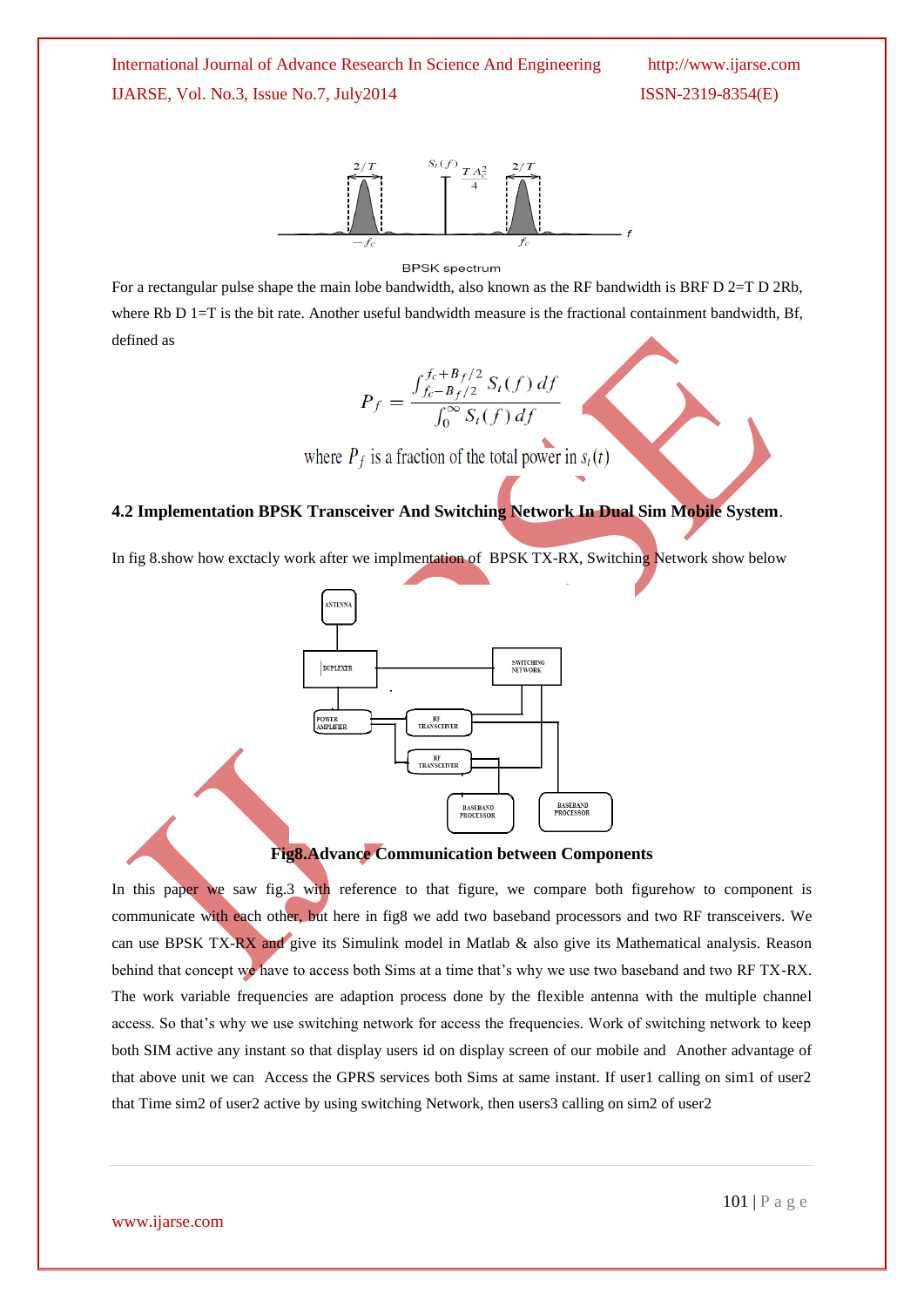BPSK spectrum

For a rectangular pulse shape the main lobe bandwidth, also known as the RF bandwidth is BRF D 2=T D 2Rb, where Rb D 1=T is the bit rate. Another useful bandwidth measure is the fractional containment bandwidth, Bf, defined as

$$P_f = \frac{\int_{f_c - B_f/2}^{f_c + B_f/2} S_t(f)\,df}{\int_0^{\infty} S_t(f)\,df}$$

where $P_f$ is a fraction of the total power in $s_t(t)$

### 4.2 Implementation BPSK Transceiver And Switching Network In Dual Sim Mobile System.

In fig 8.show how exctacly work after we implmentation of BPSK TX-RX, Switching Network show below

**Fig8.Advance Communication between Components**

In this paper we saw fig.3 with reference to that figure, we compare both figurehow to component is communicate with each other, but here in fig8 we add two baseband processors and two RF transceivers. We can use BPSK TX-RX and give its Simulink model in Matlab & also give its Mathematical analysis. Reason behind that concept we have to access both Sims at a time that's why we use two baseband and two RF TX-RX. The work variable frequencies are adaption process done by the flexible antenna with the multiple channel access. So that's why we use switching network for access the frequencies. Work of switching network to keep both SIM active any instant so that display users id on display screen of our mobile and Another advantage of that above unit we can Access the GPRS services both Sims at same instant. If user1 calling on sim1 of user2 that Time sim2 of user2 active by using switching Network, then users3 calling on sim2 of user2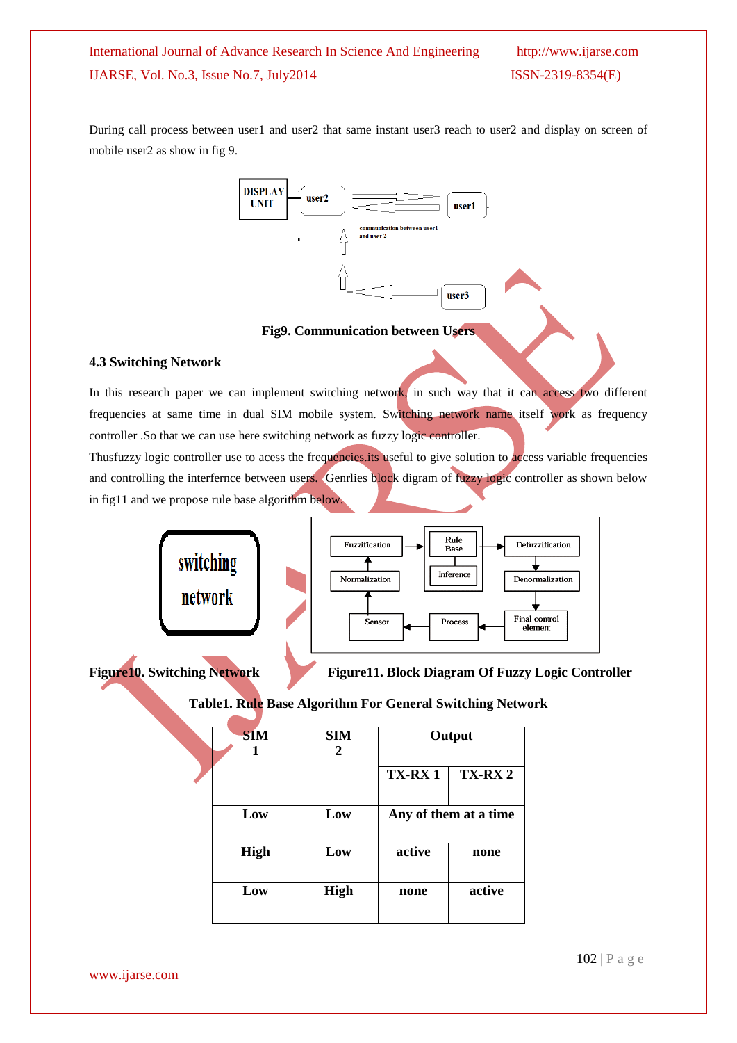During call process between user1 and user2 that same instant user3 reach to user2 and display on screen of mobile user2 as show in fig 9.

**Fig9. Communication between Users**

### 4.3 Switching Network

In this research paper we can implement switching network, in such way that it can access two different frequencies at same time in dual SIM mobile system. Switching network name itself work as frequency controller .So that we can use here switching network as fuzzy logic controller.

Thusfuzzy logic controller use to acess the frequencies.its useful to give solution to access variable frequencies and controlling the interfernce between users. Genrlies block digram of fuzzy logic controller as shown below in fig11 and we propose rule base algorithm below.

**Figure10. Switching Network** **Figure11. Block Diagram Of Fuzzy Logic Controller**

**Table1. Rule Base Algorithm For General Switching Network**

| SIM 1 | SIM 2 | Output | |
|---|---|---|---|
| | | TX-RX 1 | TX-RX 2 |
| Low | Low | Any of them at a time | |
| High | Low | active | none |
| Low | High | none | active |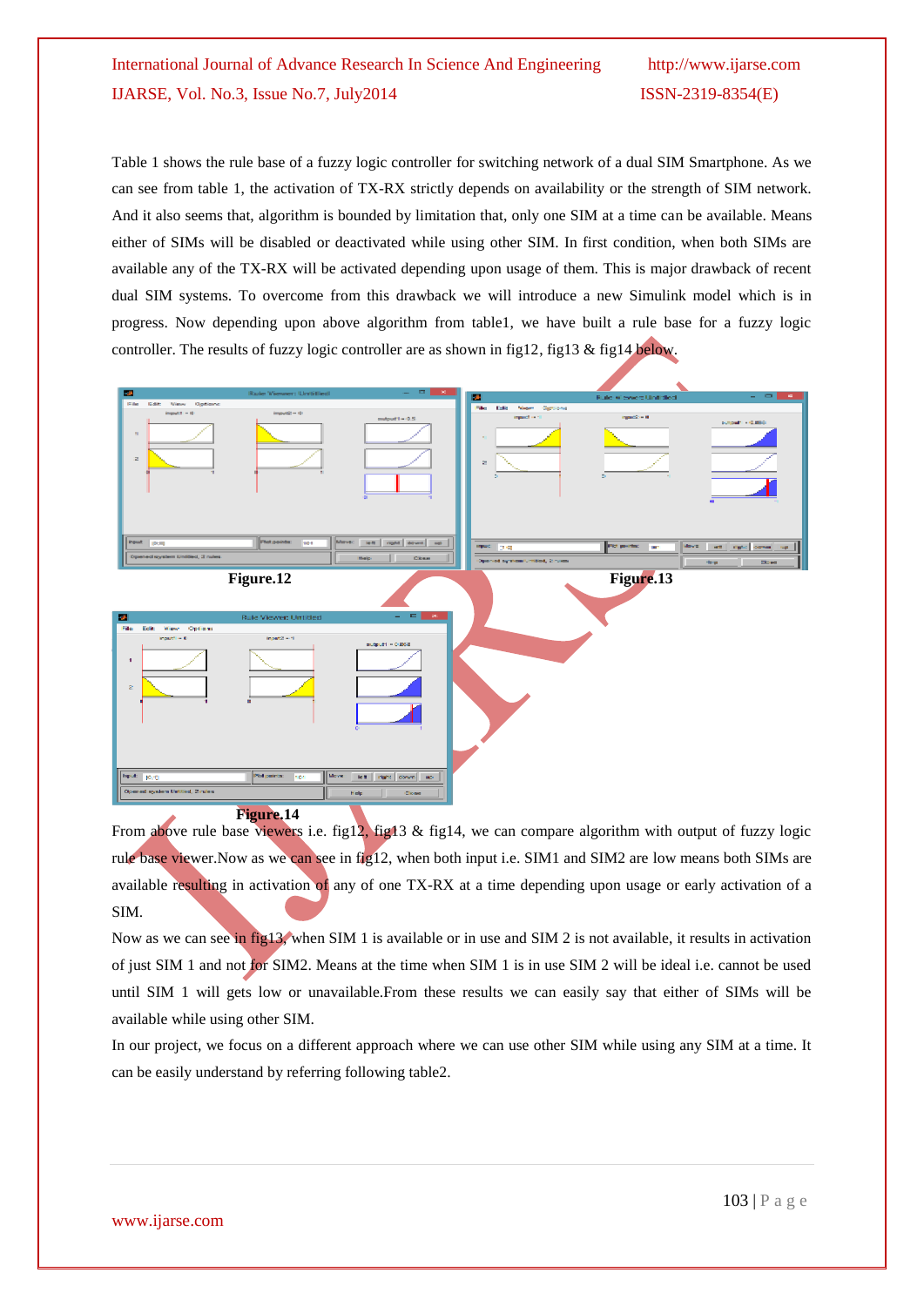Table 1 shows the rule base of a fuzzy logic controller for switching network of a dual SIM Smartphone. As we can see from table 1, the activation of TX-RX strictly depends on availability or the strength of SIM network. And it also seems that, algorithm is bounded by limitation that, only one SIM at a time can be available. Means either of SIMs will be disabled or deactivated while using other SIM. In first condition, when both SIMs are available any of the TX-RX will be activated depending upon usage of them. This is major drawback of recent dual SIM systems. To overcome from this drawback we will introduce a new Simulink model which is in progress. Now depending upon above algorithm from table1, we have built a rule base for a fuzzy logic controller. The results of fuzzy logic controller are as shown in fig12, fig13 & fig14 below.

**Figure.12**

**Figure.13**

**Figure.14**

From above rule base viewers i.e. fig12, fig13 & fig14, we can compare algorithm with output of fuzzy logic rule base viewer.Now as we can see in fig12, when both input i.e. SIM1 and SIM2 are low means both SIMs are available resulting in activation of any of one TX-RX at a time depending upon usage or early activation of a SIM.

Now as we can see in fig13, when SIM 1 is available or in use and SIM 2 is not available, it results in activation of just SIM 1 and not for SIM2. Means at the time when SIM 1 is in use SIM 2 will be ideal i.e. cannot be used until SIM 1 will gets low or unavailable.From these results we can easily say that either of SIMs will be available while using other SIM.

In our project, we focus on a different approach where we can use other SIM while using any SIM at a time. It can be easily understand by referring following table2.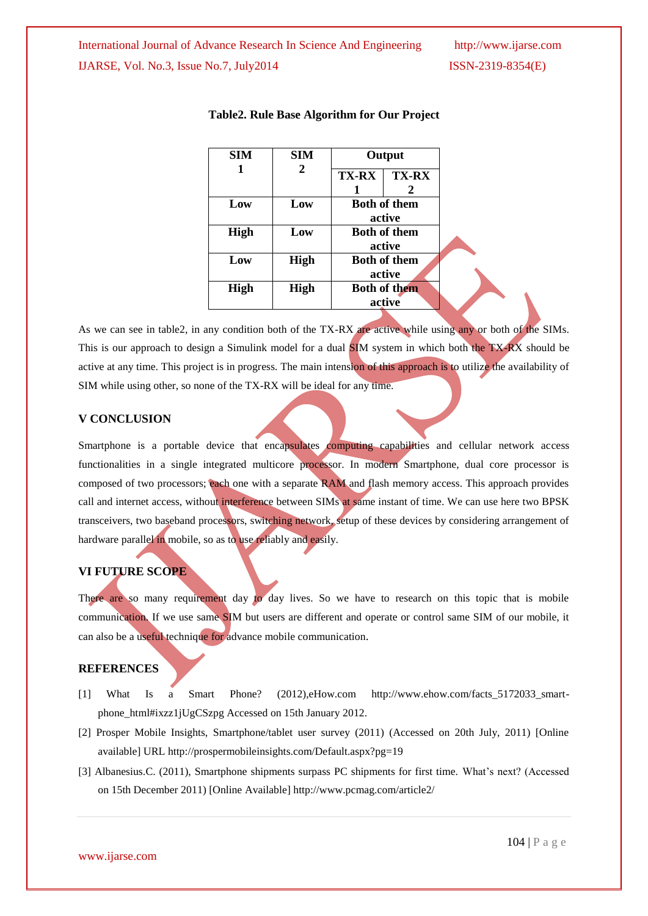**Table2. Rule Base Algorithm for Our Project**

| SIM 1 | SIM 2 | Output | |
|---|---|---|---|
| | | TX-RX 1 | TX-RX 2 |
| Low | Low | Both of them active | |
| High | Low | Both of them active | |
| Low | High | Both of them active | |
| High | High | Both of them active | |

As we can see in table2, in any condition both of the TX-RX are active while using any or both of the SIMs. This is our approach to design a Simulink model for a dual SIM system in which both the TX-RX should be active at any time. This project is in progress. The main intension of this approach is to utilize the availability of SIM while using other, so none of the TX-RX will be ideal for any time.

## V CONCLUSION

Smartphone is a portable device that encapsulates computing capabilities and cellular network access functionalities in a single integrated multicore processor. In modern Smartphone, dual core processor is composed of two processors; each one with a separate RAM and flash memory access. This approach provides call and internet access, without interference between SIMs at same instant of time. We can use here two BPSK transceivers, two baseband processors, switching network, setup of these devices by considering arrangement of hardware parallel in mobile, so as to use reliably and easily.

## VI FUTURE SCOPE

There are so many requirement day to day lives. So we have to research on this topic that is mobile communication. If we use same SIM but users are different and operate or control same SIM of our mobile, it can also be a useful technique for advance mobile communication.

## REFERENCES

[1] What Is a Smart Phone? (2012),eHow.com http://www.ehow.com/facts_5172033_smart-phone_html#ixzz1jUgCSzpg Accessed on 15th January 2012.

[2] Prosper Mobile Insights, Smartphone/tablet user survey (2011) (Accessed on 20th July, 2011) [Online available] URL http://prospermobileinsights.com/Default.aspx?pg=19

[3] Albanesius.C. (2011), Smartphone shipments surpass PC shipments for first time. What's next? (Accessed on 15th December 2011) [Online Available] http://www.pcmag.com/article2/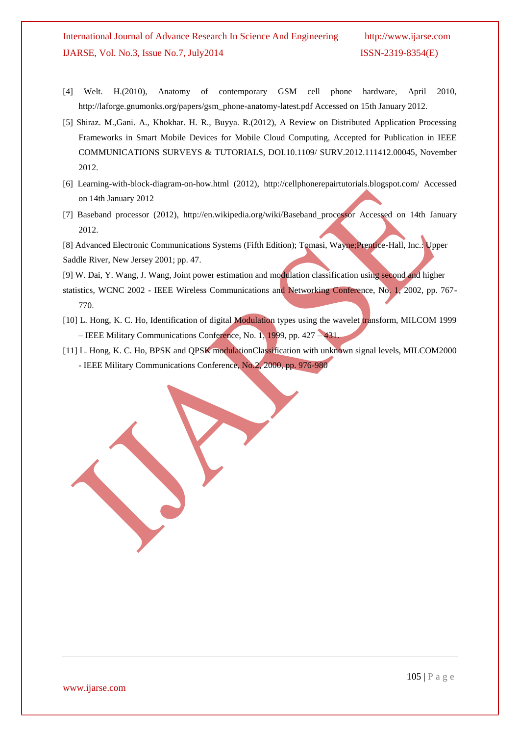[4] Welt. H.(2010), Anatomy of contemporary GSM cell phone hardware, April 2010, http://laforge.gnumonks.org/papers/gsm_phone-anatomy-latest.pdf Accessed on 15th January 2012.

[5] Shiraz. M.,Gani. A., Khokhar. H. R., Buyya. R.(2012), A Review on Distributed Application Processing Frameworks in Smart Mobile Devices for Mobile Cloud Computing, Accepted for Publication in IEEE COMMUNICATIONS SURVEYS & TUTORIALS, DOI.10.1109/ SURV.2012.111412.00045, November 2012.

[6] Learning-with-block-diagram-on-how.html (2012), http://cellphonerepairtutorials.blogspot.com/ Accessed on 14th January 2012

[7] Baseband processor (2012), http://en.wikipedia.org/wiki/Baseband_processor Accessed on 14th January 2012.

[8] Advanced Electronic Communications Systems (Fifth Edition); Tomasi, Wayne;Prentice-Hall, Inc.: Upper Saddle River, New Jersey 2001; pp. 47.

[9] W. Dai, Y. Wang, J. Wang, Joint power estimation and modulation classification using second and higher statistics, WCNC 2002 - IEEE Wireless Communications and Networking Conference, No. 1, 2002, pp. 767-770.

[10] L. Hong, K. C. Ho, Identification of digital Modulation types using the wavelet transform, MILCOM 1999 – IEEE Military Communications Conference, No. 1, 1999, pp. 427 – 431.

[11] L. Hong, K. C. Ho, BPSK and QPSK modulationClassification with unknown signal levels, MILCOM2000 - IEEE Military Communications Conference, No.2, 2000, pp. 976-980